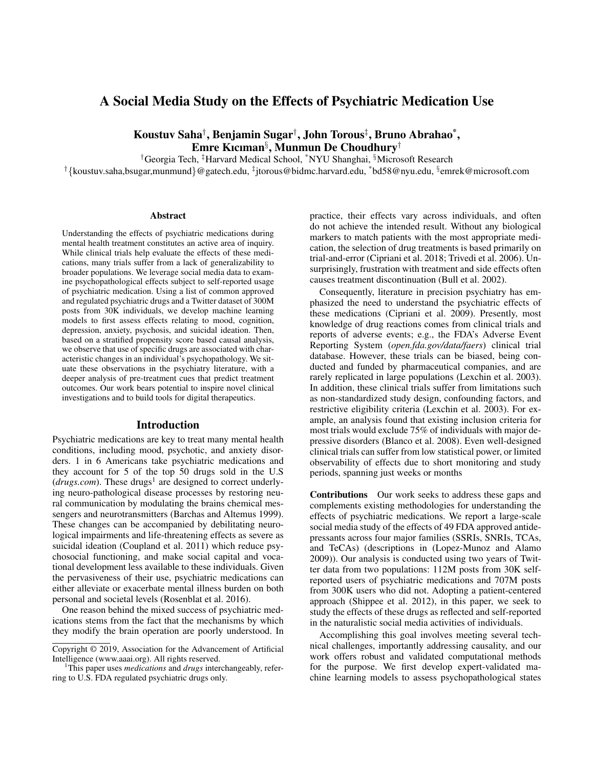# A Social Media Study on the Effects of Psychiatric Medication Use

**Koustuv Saha[†], Benjamin Sugar[†], John Torous[‡], Bruno Abrahao[*], Emre Kıcıman[§], Munmun De Choudhury[†]**

[†]Georgia Tech, [‡]Harvard Medical School, [*]NYU Shanghai, [§]Microsoft Research

[†]{koustuv.saha,bsugar,munmund}@gatech.edu, [‡]jtorous@bidmc.harvard.edu, [*]bd58@nyu.edu, [§]emrek@microsoft.com

### Abstract

Understanding the effects of psychiatric medications during mental health treatment constitutes an active area of inquiry. While clinical trials help evaluate the effects of these medications, many trials suffer from a lack of generalizability to broader populations. We leverage social media data to examine psychopathological effects subject to self-reported usage of psychiatric medication. Using a list of common approved and regulated psychiatric drugs and a Twitter dataset of 300M posts from 30K individuals, we develop machine learning models to first assess effects relating to mood, cognition, depression, anxiety, psychosis, and suicidal ideation. Then, based on a stratified propensity score based causal analysis, we observe that use of specific drugs are associated with characteristic changes in an individual's psychopathology. We situate these observations in the psychiatry literature, with a deeper analysis of pre-treatment cues that predict treatment outcomes. Our work bears potential to inspire novel clinical investigations and to build tools for digital therapeutics.

## Introduction

Psychiatric medications are key to treat many mental health conditions, including mood, psychotic, and anxiety disorders. 1 in 6 Americans take psychiatric medications and they account for 5 of the top 50 drugs sold in the U.S (*drugs.com*). These drugs[1] are designed to correct underlying neuro-pathological disease processes by restoring neural communication by modulating the brains chemical messengers and neurotransmitters (Barchas and Altemus 1999). These changes can be accompanied by debilitating neurological impairments and life-threatening effects as severe as suicidal ideation (Coupland et al. 2011) which reduce psychosocial functioning, and make social capital and vocational development less available to these individuals. Given the pervasiveness of their use, psychiatric medications can either alleviate or exacerbate mental illness burden on both personal and societal levels (Rosenblat et al. 2016).

One reason behind the mixed success of psychiatric medications stems from the fact that the mechanisms by which they modify the brain operation are poorly understood. In practice, their effects vary across individuals, and often do not achieve the intended result. Without any biological markers to match patients with the most appropriate medication, the selection of drug treatments is based primarily on trial-and-error (Cipriani et al. 2018; Trivedi et al. 2006). Unsurprisingly, frustration with treatment and side effects often causes treatment discontinuation (Bull et al. 2002).

Consequently, literature in precision psychiatry has emphasized the need to understand the psychiatric effects of these medications (Cipriani et al. 2009). Presently, most knowledge of drug reactions comes from clinical trials and reports of adverse events; e.g., the FDA's Adverse Event Reporting System (*open.fda.gov/data/faers*) clinical trial database. However, these trials can be biased, being conducted and funded by pharmaceutical companies, and are rarely replicated in large populations (Lexchin et al. 2003). In addition, these clinical trials suffer from limitations such as non-standardized study design, confounding factors, and restrictive eligibility criteria (Lexchin et al. 2003). For example, an analysis found that existing inclusion criteria for most trials would exclude 75% of individuals with major depressive disorders (Blanco et al. 2008). Even well-designed clinical trials can suffer from low statistical power, or limited observability of effects due to short monitoring and study periods, spanning just weeks or months

**Contributions** Our work seeks to address these gaps and complements existing methodologies for understanding the effects of psychiatric medications. We report a large-scale social media study of the effects of 49 FDA approved antidepressants across four major families (SSRIs, SNRIs, TCAs, and TeCAs) (descriptions in (Lopez-Munoz and Alamo 2009)). Our analysis is conducted using two years of Twitter data from two populations: 112M posts from 30K self-reported users of psychiatric medications and 707M posts from 300K users who did not. Adopting a patient-centered approach (Shippee et al. 2012), in this paper, we seek to study the effects of these drugs as reflected and self-reported in the naturalistic social media activities of individuals.

Accomplishing this goal involves meeting several technical challenges, importantly addressing causality, and our work offers robust and validated computational methods for the purpose. We first develop expert-validated machine learning models to assess psychopathological states

---

Copyright © 2019, Association for the Advancement of Artificial Intelligence (www.aaai.org). All rights reserved.

[1]This paper uses *medications* and *drugs* interchangeably, referring to U.S. FDA regulated psychiatric drugs only.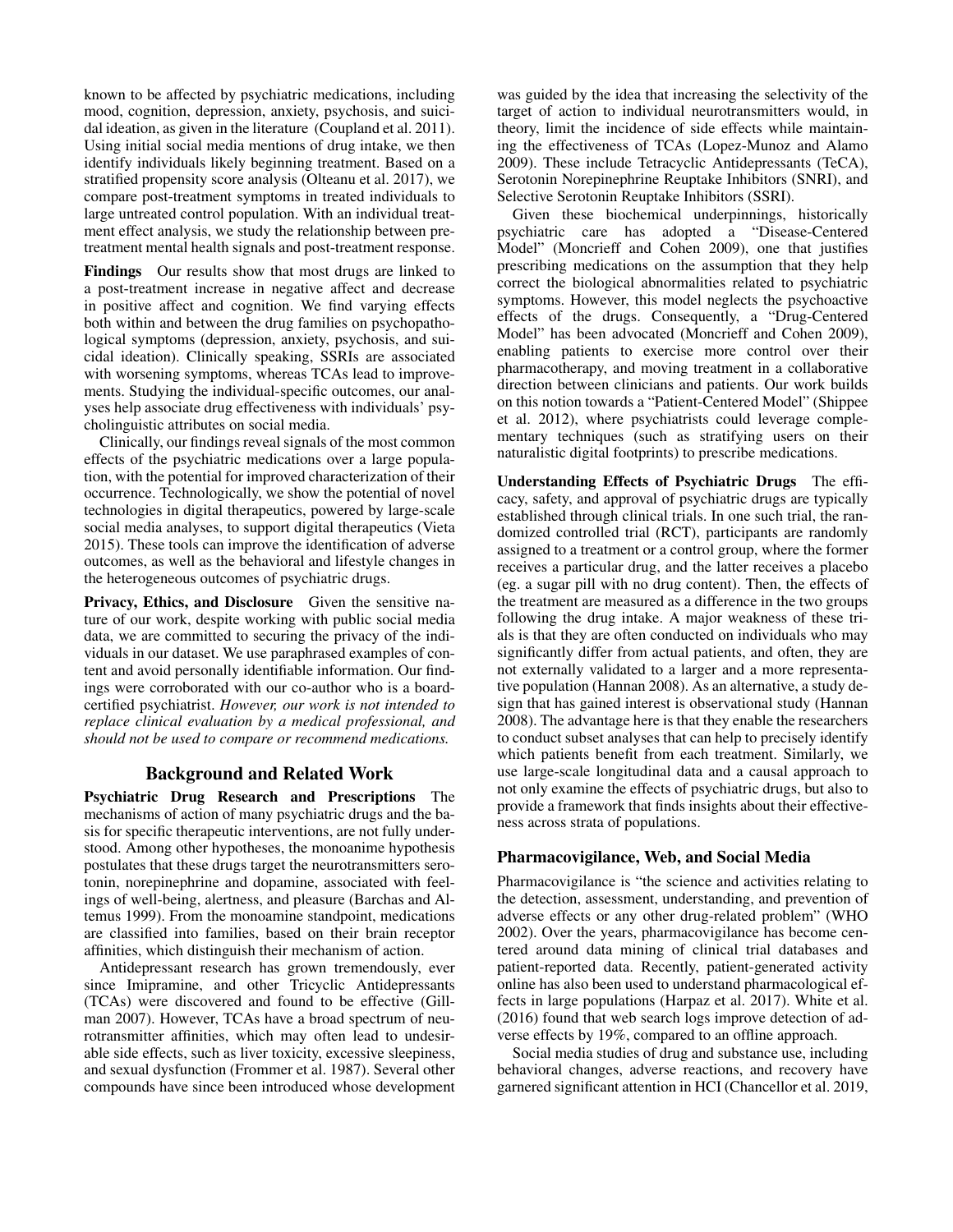known to be affected by psychiatric medications, including mood, cognition, depression, anxiety, psychosis, and suicidal ideation, as given in the literature (Coupland et al. 2011). Using initial social media mentions of drug intake, we then identify individuals likely beginning treatment. Based on a stratified propensity score analysis (Olteanu et al. 2017), we compare post-treatment symptoms in treated individuals to large untreated control population. With an individual treatment effect analysis, we study the relationship between pre-treatment mental health signals and post-treatment response.

**Findings** Our results show that most drugs are linked to a post-treatment increase in negative affect and decrease in positive affect and cognition. We find varying effects both within and between the drug families on psychopathological symptoms (depression, anxiety, psychosis, and suicidal ideation). Clinically speaking, SSRIs are associated with worsening symptoms, whereas TCAs lead to improvements. Studying the individual-specific outcomes, our analyses help associate drug effectiveness with individuals' psycholinguistic attributes on social media.

Clinically, our findings reveal signals of the most common effects of the psychiatric medications over a large population, with the potential for improved characterization of their occurrence. Technologically, we show the potential of novel technologies in digital therapeutics, powered by large-scale social media analyses, to support digital therapeutics (Vieta 2015). These tools can improve the identification of adverse outcomes, as well as the behavioral and lifestyle changes in the heterogeneous outcomes of psychiatric drugs.

**Privacy, Ethics, and Disclosure** Given the sensitive nature of our work, despite working with public social media data, we are committed to securing the privacy of the individuals in our dataset. We use paraphrased examples of content and avoid personally identifiable information. Our findings were corroborated with our co-author who is a board-certified psychiatrist. *However, our work is not intended to replace clinical evaluation by a medical professional, and should not be used to compare or recommend medications.*

## Background and Related Work

**Psychiatric Drug Research and Prescriptions** The mechanisms of action of many psychiatric drugs and the basis for specific therapeutic interventions, are not fully understood. Among other hypotheses, the monoanime hypothesis postulates that these drugs target the neurotransmitters serotonin, norepinephrine and dopamine, associated with feelings of well-being, alertness, and pleasure (Barchas and Altemus 1999). From the monoamine standpoint, medications are classified into families, based on their brain receptor affinities, which distinguish their mechanism of action.

Antidepressant research has grown tremendously, ever since Imipramine, and other Tricyclic Antidepressants (TCAs) were discovered and found to be effective (Gillman 2007). However, TCAs have a broad spectrum of neurotransmitter affinities, which may often lead to undesirable side effects, such as liver toxicity, excessive sleepiness, and sexual dysfunction (Frommer et al. 1987). Several other compounds have since been introduced whose development was guided by the idea that increasing the selectivity of the target of action to individual neurotransmitters would, in theory, limit the incidence of side effects while maintaining the effectiveness of TCAs (Lopez-Munoz and Alamo 2009). These include Tetracyclic Antidepressants (TeCA), Serotonin Norepinephrine Reuptake Inhibitors (SNRI), and Selective Serotonin Reuptake Inhibitors (SSRI).

Given these biochemical underpinnings, historically psychiatric care has adopted a "Disease-Centered Model" (Moncrieff and Cohen 2009), one that justifies prescribing medications on the assumption that they help correct the biological abnormalities related to psychiatric symptoms. However, this model neglects the psychoactive effects of the drugs. Consequently, a "Drug-Centered Model" has been advocated (Moncrieff and Cohen 2009), enabling patients to exercise more control over their pharmacotherapy, and moving treatment in a collaborative direction between clinicians and patients. Our work builds on this notion towards a "Patient-Centered Model" (Shippee et al. 2012), where psychiatrists could leverage complementary techniques (such as stratifying users on their naturalistic digital footprints) to prescribe medications.

**Understanding Effects of Psychiatric Drugs** The efficacy, safety, and approval of psychiatric drugs are typically established through clinical trials. In one such trial, the randomized controlled trial (RCT), participants are randomly assigned to a treatment or a control group, where the former receives a particular drug, and the latter receives a placebo (eg. a sugar pill with no drug content). Then, the effects of the treatment are measured as a difference in the two groups following the drug intake. A major weakness of these trials is that they are often conducted on individuals who may significantly differ from actual patients, and often, they are not externally validated to a larger and a more representative population (Hannan 2008). As an alternative, a study design that has gained interest is observational study (Hannan 2008). The advantage here is that they enable the researchers to conduct subset analyses that can help to precisely identify which patients benefit from each treatment. Similarly, we use large-scale longitudinal data and a causal approach to not only examine the effects of psychiatric drugs, but also to provide a framework that finds insights about their effectiveness across strata of populations.

### Pharmacovigilance, Web, and Social Media

Pharmacovigilance is "the science and activities relating to the detection, assessment, understanding, and prevention of adverse effects or any other drug-related problem" (WHO 2002). Over the years, pharmacovigilance has become centered around data mining of clinical trial databases and patient-reported data. Recently, patient-generated activity online has also been used to understand pharmacological effects in large populations (Harpaz et al. 2017). White et al. (2016) found that web search logs improve detection of adverse effects by 19%, compared to an offline approach.

Social media studies of drug and substance use, including behavioral changes, adverse reactions, and recovery have garnered significant attention in HCI (Chancellor et al. 2019,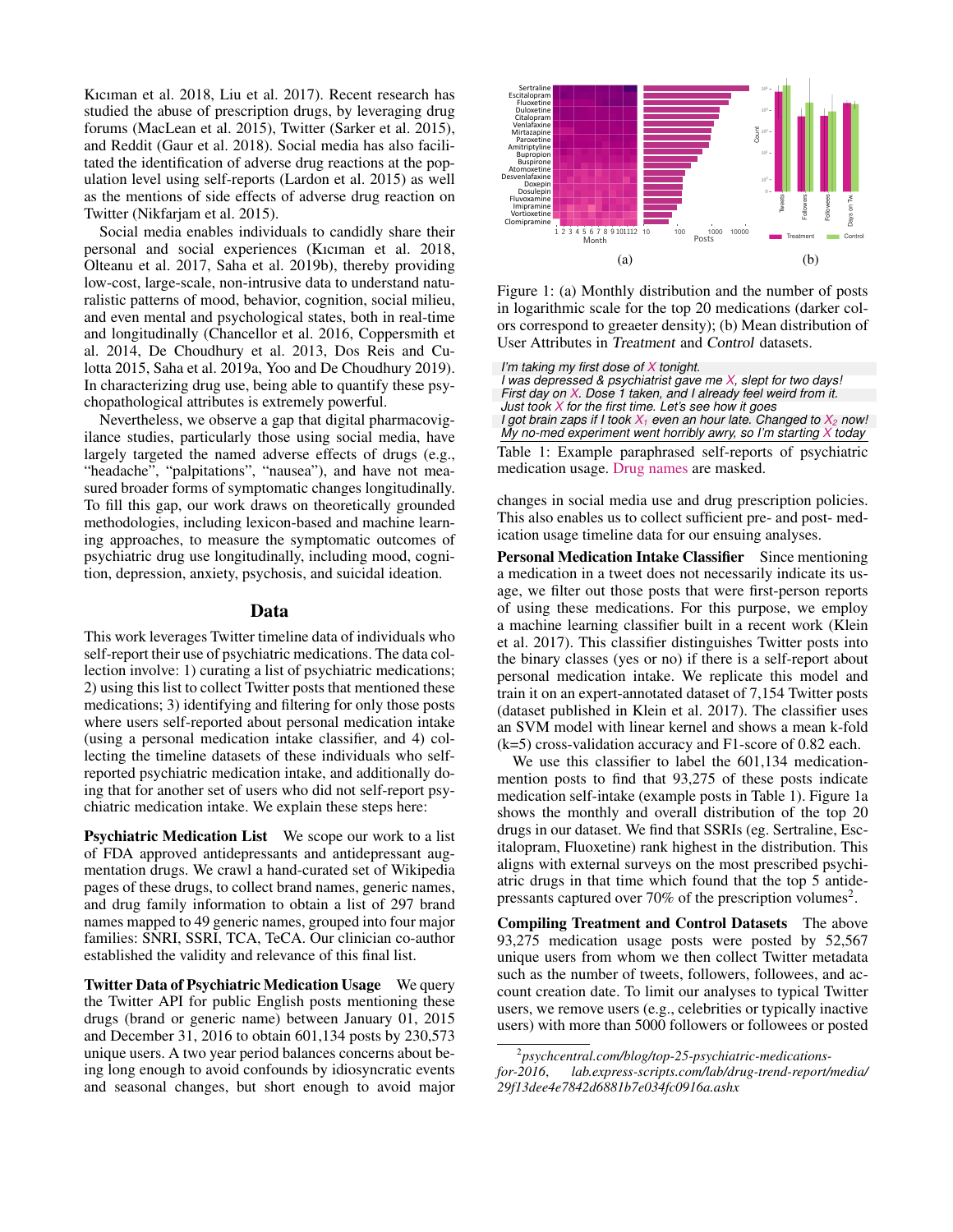Kıcıman et al. 2018, Liu et al. 2017). Recent research has studied the abuse of prescription drugs, by leveraging drug forums (MacLean et al. 2015), Twitter (Sarker et al. 2015), and Reddit (Gaur et al. 2018). Social media has also facilitated the identification of adverse drug reactions at the population level using self-reports (Lardon et al. 2015) as well as the mentions of side effects of adverse drug reaction on Twitter (Nikfarjam et al. 2015).

Social media enables individuals to candidly share their personal and social experiences (Kıcıman et al. 2018, Olteanu et al. 2017, Saha et al. 2019b), thereby providing low-cost, large-scale, non-intrusive data to understand naturalistic patterns of mood, behavior, cognition, social milieu, and even mental and psychological states, both in real-time and longitudinally (Chancellor et al. 2016, Coppersmith et al. 2014, De Choudhury et al. 2013, Dos Reis and Culotta 2015, Saha et al. 2019a, Yoo and De Choudhury 2019). In characterizing drug use, being able to quantify these psychopathological attributes is extremely powerful.

Nevertheless, we observe a gap that digital pharmacovigilance studies, particularly those using social media, have largely targeted the named adverse effects of drugs (e.g., "headache", "palpitations", "nausea"), and have not measured broader forms of symptomatic changes longitudinally. To fill this gap, our work draws on theoretically grounded methodologies, including lexicon-based and machine learning approaches, to measure the symptomatic outcomes of psychiatric drug use longitudinally, including mood, cognition, depression, anxiety, psychosis, and suicidal ideation.

## Data

This work leverages Twitter timeline data of individuals who self-report their use of psychiatric medications. The data collection involve: 1) curating a list of psychiatric medications; 2) using this list to collect Twitter posts that mentioned these medications; 3) identifying and filtering for only those posts where users self-reported about personal medication intake (using a personal medication intake classifier, and 4) collecting the timeline datasets of these individuals who self-reported psychiatric medication intake, and additionally doing that for another set of users who did not self-report psychiatric medication intake. We explain these steps here:

**Psychiatric Medication List** We scope our work to a list of FDA approved antidepressants and antidepressant augmentation drugs. We crawl a hand-curated set of Wikipedia pages of these drugs, to collect brand names, generic names, and drug family information to obtain a list of 297 brand names mapped to 49 generic names, grouped into four major families: SNRI, SSRI, TCA, TeCA. Our clinician co-author established the validity and relevance of this final list.

**Twitter Data of Psychiatric Medication Usage** We query the Twitter API for public English posts mentioning these drugs (brand or generic name) between January 01, 2015 and December 31, 2016 to obtain 601,134 posts by 230,573 unique users. A two year period balances concerns about being long enough to avoid confounds by idiosyncratic events and seasonal changes, but short enough to avoid major changes in social media use and drug prescription policies. This also enables us to collect sufficient pre- and post- medication usage timeline data for our ensuing analyses.

Figure 1: (a) Monthly distribution and the number of posts in logarithmic scale for the top 20 medications (darker colors correspond to greaeter density); (b) Mean distribution of User Attributes in *Treatment* and *Control* datasets.

| |
|---|
| *I'm taking my first dose of X tonight.* |
| *I was depressed & psychiatrist gave me X, slept for two days!* |
| *First day on X. Dose 1 taken, and I already feel weird from it.* |
| *Just took X for the first time. Let's see how it goes* |
| *I got brain zaps if I took $X_1$ even an hour late. Changed to $X_2$ now!* |
| *My no-med experiment went horribly awry, so I'm starting X today* |

Table 1: Example paraphrased self-reports of psychiatric medication usage. Drug names are masked.

**Personal Medication Intake Classifier** Since mentioning a medication in a tweet does not necessarily indicate its usage, we filter out those posts that were first-person reports of using these medications. For this purpose, we employ a machine learning classifier built in a recent work (Klein et al. 2017). This classifier distinguishes Twitter posts into the binary classes (yes or no) if there is a self-report about personal medication intake. We replicate this model and train it on an expert-annotated dataset of 7,154 Twitter posts (dataset published in Klein et al. 2017). The classifier uses an SVM model with linear kernel and shows a mean k-fold (k=5) cross-validation accuracy and F1-score of 0.82 each.

We use this classifier to label the 601,134 medication-mention posts to find that 93,275 of these posts indicate medication self-intake (example posts in Table 1). Figure 1a shows the monthly and overall distribution of the top 20 drugs in our dataset. We find that SSRIs (eg. Sertraline, Escitalopram, Fluoxetine) rank highest in the distribution. This aligns with external surveys on the most prescribed psychiatric drugs in that time which found that the top 5 antidepressants captured over 70% of the prescription volumes[2].

**Compiling Treatment and Control Datasets** The above 93,275 medication usage posts were posted by 52,567 unique users from whom we then collect Twitter metadata such as the number of tweets, followers, followees, and account creation date. To limit our analyses to typical Twitter users, we remove users (e.g., celebrities or typically inactive users) with more than 5000 followers or followees or posted

[2] *psychcentral.com/blog/top-25-psychiatric-medications-for-2016*, *lab.express-scripts.com/lab/drug-trend-report/media/29f13dee4e7842d6881b7e034fc0916a.ashx*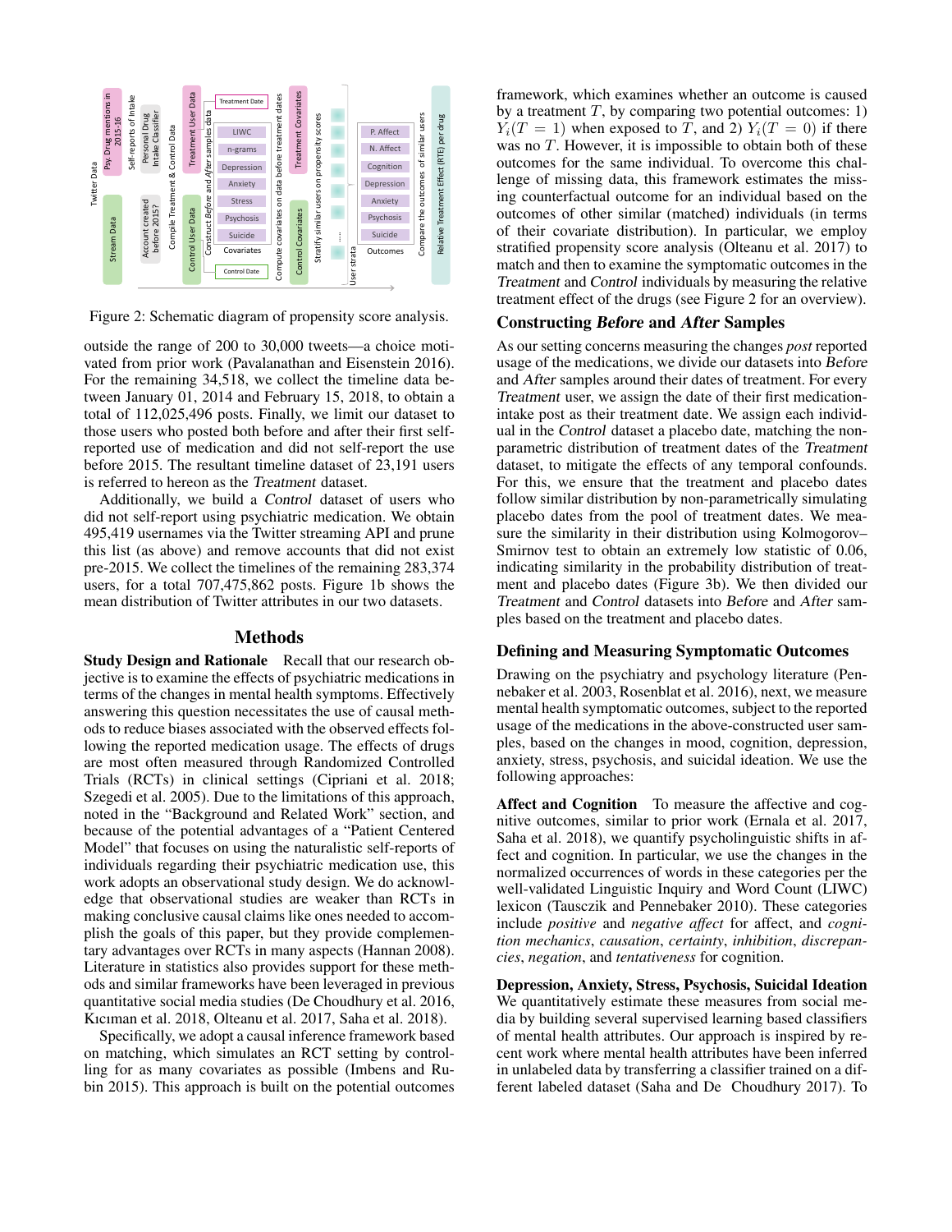Figure 2: Schematic diagram of propensity score analysis.

outside the range of 200 to 30,000 tweets—a choice motivated from prior work (Pavalanathan and Eisenstein 2016). For the remaining 34,518, we collect the timeline data between January 01, 2014 and February 15, 2018, to obtain a total of 112,025,496 posts. Finally, we limit our dataset to those users who posted both before and after their first self-reported use of medication and did not self-report the use before 2015. The resultant timeline dataset of 23,191 users is referred to hereon as the *Treatment* dataset.

Additionally, we build a *Control* dataset of users who did not self-report using psychiatric medication. We obtain 495,419 usernames via the Twitter streaming API and prune this list (as above) and remove accounts that did not exist pre-2015. We collect the timelines of the remaining 283,374 users, for a total 707,475,862 posts. Figure 1b shows the mean distribution of Twitter attributes in our two datasets.

## Methods

**Study Design and Rationale** Recall that our research objective is to examine the effects of psychiatric medications in terms of the changes in mental health symptoms. Effectively answering this question necessitates the use of causal methods to reduce biases associated with the observed effects following the reported medication usage. The effects of drugs are most often measured through Randomized Controlled Trials (RCTs) in clinical settings (Cipriani et al. 2018; Szegedi et al. 2005). Due to the limitations of this approach, noted in the "Background and Related Work" section, and because of the potential advantages of a "Patient Centered Model" that focuses on using the naturalistic self-reports of individuals regarding their psychiatric medication use, this work adopts an observational study design. We do acknowledge that observational studies are weaker than RCTs in making conclusive causal claims like ones needed to accomplish the goals of this paper, but they provide complementary advantages over RCTs in many aspects (Hannan 2008). Literature in statistics also provides support for these methods and similar frameworks have been leveraged in previous quantitative social media studies (De Choudhury et al. 2016, Kıcıman et al. 2018, Olteanu et al. 2017, Saha et al. 2018).

Specifically, we adopt a causal inference framework based on matching, which simulates an RCT setting by controlling for as many covariates as possible (Imbens and Rubin 2015). This approach is built on the potential outcomes framework, which examines whether an outcome is caused by a treatment $T$, by comparing two potential outcomes: 1) $Y_i(T = 1)$ when exposed to $T$, and 2) $Y_i(T = 0)$ if there was no $T$. However, it is impossible to obtain both of these outcomes for the same individual. To overcome this challenge of missing data, this framework estimates the missing counterfactual outcome for an individual based on the outcomes of other similar (matched) individuals (in terms of their covariate distribution). In particular, we employ stratified propensity score analysis (Olteanu et al. 2017) to match and then to examine the symptomatic outcomes in the *Treatment* and *Control* individuals by measuring the relative treatment effect of the drugs (see Figure 2 for an overview).

### Constructing *Before* and *After* Samples

As our setting concerns measuring the changes *post* reported usage of the medications, we divide our datasets into *Before* and *After* samples around their dates of treatment. For every *Treatment* user, we assign the date of their first medication-intake post as their treatment date. We assign each individual in the *Control* dataset a placebo date, matching the non-parametric distribution of treatment dates of the *Treatment* dataset, to mitigate the effects of any temporal confounds. For this, we ensure that the treatment and placebo dates follow similar distribution by non-parametrically simulating placebo dates from the pool of treatment dates. We measure the similarity in their distribution using Kolmogorov–Smirnov test to obtain an extremely low statistic of 0.06, indicating similarity in the probability distribution of treatment and placebo dates (Figure 3b). We then divided our *Treatment* and *Control* datasets into *Before* and *After* samples based on the treatment and placebo dates.

### Defining and Measuring Symptomatic Outcomes

Drawing on the psychiatry and psychology literature (Pennebaker et al. 2003, Rosenblat et al. 2016), next, we measure mental health symptomatic outcomes, subject to the reported usage of the medications in the above-constructed user samples, based on the changes in mood, cognition, depression, anxiety, stress, psychosis, and suicidal ideation. We use the following approaches:

**Affect and Cognition** To measure the affective and cognitive outcomes, similar to prior work (Ernala et al. 2017, Saha et al. 2018), we quantify psycholinguistic shifts in affect and cognition. In particular, we use the changes in the normalized occurrences of words in these categories per the well-validated Linguistic Inquiry and Word Count (LIWC) lexicon (Tausczik and Pennebaker 2010). These categories include *positive* and *negative affect* for affect, and *cognition mechanics*, *causation*, *certainty*, *inhibition*, *discrepancies*, *negation*, and *tentativeness* for cognition.

**Depression, Anxiety, Stress, Psychosis, Suicidal Ideation** We quantitatively estimate these measures from social media by building several supervised learning based classifiers of mental health attributes. Our approach is inspired by recent work where mental health attributes have been inferred in unlabeled data by transferring a classifier trained on a different labeled dataset (Saha and De Choudhury 2017). To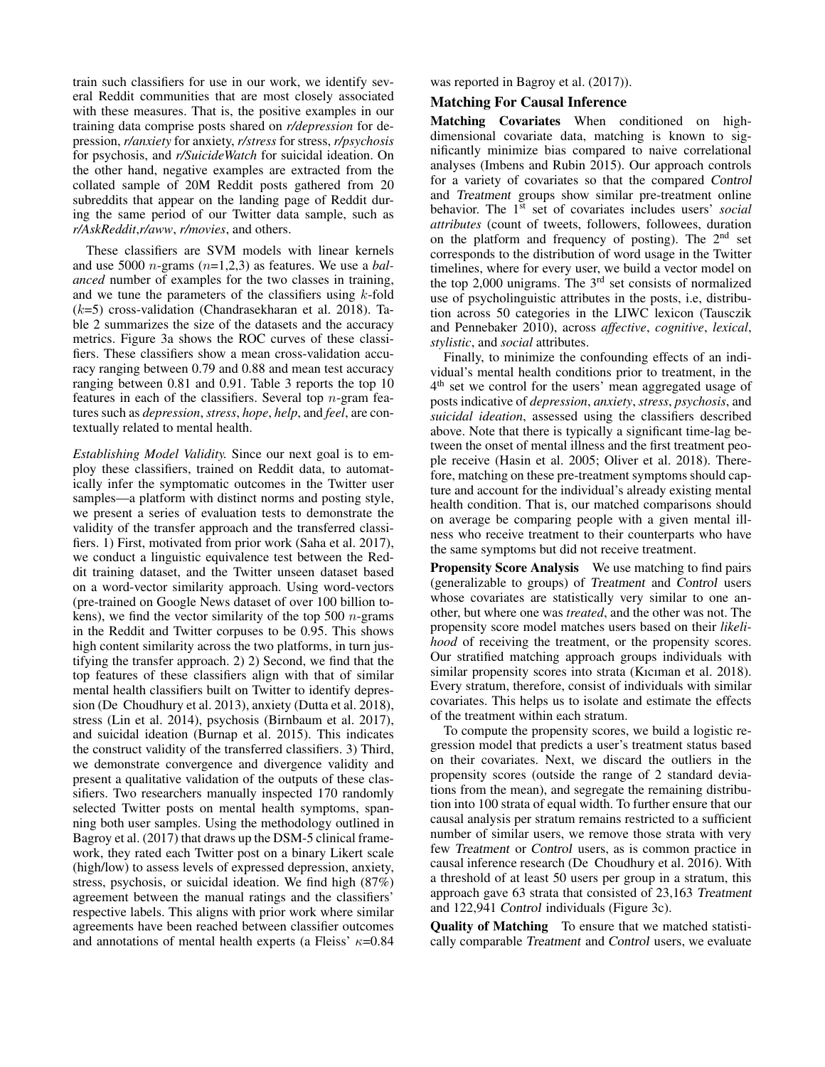train such classifiers for use in our work, we identify several Reddit communities that are most closely associated with these measures. That is, the positive examples in our training data comprise posts shared on *r/depression* for depression, *r/anxiety* for anxiety, *r/stress* for stress, *r/psychosis* for psychosis, and *r/SuicideWatch* for suicidal ideation. On the other hand, negative examples are extracted from the collated sample of 20M Reddit posts gathered from 20 subreddits that appear on the landing page of Reddit during the same period of our Twitter data sample, such as *r/AskReddit*,*r/aww*, *r/movies*, and others.

These classifiers are SVM models with linear kernels and use 5000 $n$-grams ($n$=1,2,3) as features. We use a *balanced* number of examples for the two classes in training, and we tune the parameters of the classifiers using $k$-fold ($k$=5) cross-validation (Chandrasekharan et al. 2018). Table 2 summarizes the size of the datasets and the accuracy metrics. Figure 3a shows the ROC curves of these classifiers. These classifiers show a mean cross-validation accuracy ranging between 0.79 and 0.88 and mean test accuracy ranging between 0.81 and 0.91. Table 3 reports the top 10 features in each of the classifiers. Several top $n$-gram features such as *depression*, *stress*, *hope*, *help*, and *feel*, are contextually related to mental health.

*Establishing Model Validity.* Since our next goal is to employ these classifiers, trained on Reddit data, to automatically infer the symptomatic outcomes in the Twitter user samples—a platform with distinct norms and posting style, we present a series of evaluation tests to demonstrate the validity of the transfer approach and the transferred classifiers. 1) First, motivated from prior work (Saha et al. 2017), we conduct a linguistic equivalence test between the Reddit training dataset, and the Twitter unseen dataset based on a word-vector similarity approach. Using word-vectors (pre-trained on Google News dataset of over 100 billion tokens), we find the vector similarity of the top 500 $n$-grams in the Reddit and Twitter corpuses to be 0.95. This shows high content similarity across the two platforms, in turn justifying the transfer approach. 2) 2) Second, we find that the top features of these classifiers align with that of similar mental health classifiers built on Twitter to identify depression (De Choudhury et al. 2013), anxiety (Dutta et al. 2018), stress (Lin et al. 2014), psychosis (Birnbaum et al. 2017), and suicidal ideation (Burnap et al. 2015). This indicates the construct validity of the transferred classifiers. 3) Third, we demonstrate convergence and divergence validity and present a qualitative validation of the outputs of these classifiers. Two researchers manually inspected 170 randomly selected Twitter posts on mental health symptoms, spanning both user samples. Using the methodology outlined in Bagroy et al. (2017) that draws up the DSM-5 clinical framework, they rated each Twitter post on a binary Likert scale (high/low) to assess levels of expressed depression, anxiety, stress, psychosis, or suicidal ideation. We find high (87%) agreement between the manual ratings and the classifiers' respective labels. This aligns with prior work where similar agreements have been reached between classifier outcomes and annotations of mental health experts (a Fleiss' $\kappa$=0.84 was reported in Bagroy et al. (2017)).

### Matching For Causal Inference

**Matching Covariates** When conditioned on high-dimensional covariate data, matching is known to significantly minimize bias compared to naive correlational analyses (Imbens and Rubin 2015). Our approach controls for a variety of covariates so that the compared *Control* and *Treatment* groups show similar pre-treatment online behavior. The 1[st] set of covariates includes users' *social attributes* (count of tweets, followers, followees, duration on the platform and frequency of posting). The 2[nd] set corresponds to the distribution of word usage in the Twitter timelines, where for every user, we build a vector model on the top 2,000 unigrams. The 3[rd] set consists of normalized use of psycholinguistic attributes in the posts, i.e, distribution across 50 categories in the LIWC lexicon (Tausczik and Pennebaker 2010), across *affective*, *cognitive*, *lexical*, *stylistic*, and *social* attributes.

Finally, to minimize the confounding effects of an individual's mental health conditions prior to treatment, in the 4[th] set we control for the users' mean aggregated usage of posts indicative of *depression*, *anxiety*, *stress*, *psychosis*, and *suicidal ideation*, assessed using the classifiers described above. Note that there is typically a significant time-lag between the onset of mental illness and the first treatment people receive (Hasin et al. 2005; Oliver et al. 2018). Therefore, matching on these pre-treatment symptoms should capture and account for the individual's already existing mental health condition. That is, our matched comparisons should on average be comparing people with a given mental illness who receive treatment to their counterparts who have the same symptoms but did not receive treatment.

**Propensity Score Analysis** We use matching to find pairs (generalizable to groups) of *Treatment* and *Control* users whose covariates are statistically very similar to one another, but where one was *treated*, and the other was not. The propensity score model matches users based on their *likelihood* of receiving the treatment, or the propensity scores. Our stratified matching approach groups individuals with similar propensity scores into strata (Kıcıman et al. 2018). Every stratum, therefore, consist of individuals with similar covariates. This helps us to isolate and estimate the effects of the treatment within each stratum.

To compute the propensity scores, we build a logistic regression model that predicts a user's treatment status based on their covariates. Next, we discard the outliers in the propensity scores (outside the range of 2 standard deviations from the mean), and segregate the remaining distribution into 100 strata of equal width. To further ensure that our causal analysis per stratum remains restricted to a sufficient number of similar users, we remove those strata with very few *Treatment* or *Control* users, as is common practice in causal inference research (De Choudhury et al. 2016). With a threshold of at least 50 users per group in a stratum, this approach gave 63 strata that consisted of 23,163 *Treatment* and 122,941 *Control* individuals (Figure 3c).

**Quality of Matching** To ensure that we matched statistically comparable *Treatment* and *Control* users, we evaluate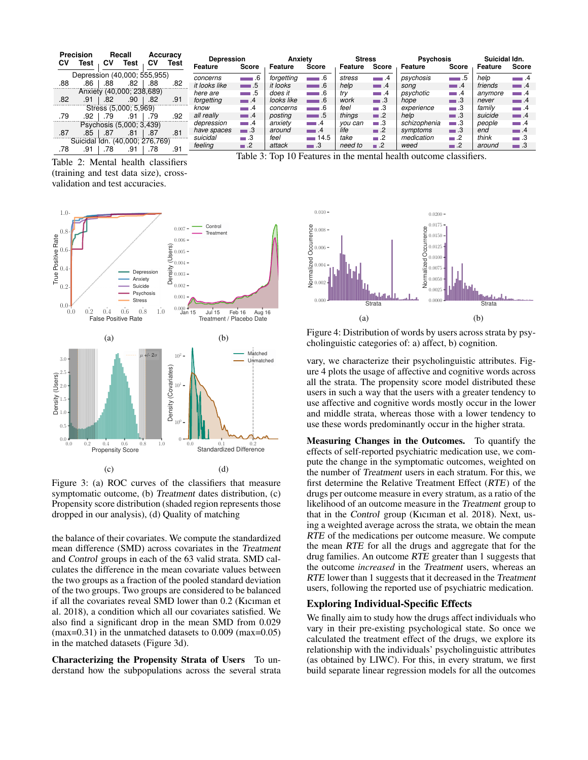| Precision | | Recall | | Accuracy | |
|---|---|---|---|---|---|
| CV | Test | CV | Test | CV | Test |
| Depression (40,000; 555,955) | | | | | |
| .88 | .86 | .88 | .82 | .88 | .82 |
| Anxiety (40,000; 238,689) | | | | | |
| .82 | .91 | .82 | .90 | .82 | .91 |
| Stress (5,000; 5,969) | | | | | |
| .79 | .92 | .79 | .91 | .79 | .92 |
| Psychosis (5,000; 3,439) | | | | | |
| .87 | .85 | .87 | .81 | .87 | .81 |
| Suicidal Idn. (40,000; 276,769) | | | | | |
| .78 | .91 | .78 | .91 | .78 | .91 |

Table 2: Mental health classifiers (training and test data size), cross-validation and test accuracies.

| Depression | | Anxiety | | Stress | | Psychosis | | Suicidal Idn. | |
|---|---|---|---|---|---|---|---|---|---|
| Feature | Score | Feature | Score | Feature | Score | Feature | Score | Feature | Score |
| concerns | .6 | forgetting | .6 | stress | .4 | psychosis | .5 | help | .4 |
| it looks like | .5 | it looks | .6 | help | .4 | song | .4 | friends | .4 |
| here are | .5 | does it | .6 | try | .4 | psychotic | .4 | anymore | .4 |
| forgetting | .4 | looks like | .6 | work | .3 | hope | .3 | never | .4 |
| know | .4 | concerns | .6 | feel | .3 | experience | .3 | family | .4 |
| all really | .4 | posting | .5 | things | .2 | help | .3 | suicide | .4 |
| depression | .4 | anxiety | .4 | you can | .3 | schizophenia | .3 | people | .4 |
| have spaces | .3 | around | .4 | life | .2 | symptoms | .3 | end | .4 |
| suicidal | .3 | feel | 14.5 | take | .2 | medication | .2 | think | .3 |
| feeling | .2 | attack | .3 | need to | .2 | weed | .2 | around | .3 |

Table 3: Top 10 Features in the mental health outcome classifiers.

Figure 3: (a) ROC curves of the classifiers that measure symptomatic outcome, (b) *Treatment* dates distribution, (c) Propensity score distribution (shaded region represents those dropped in our analysis), (d) Quality of matching

the balance of their covariates. We compute the standardized mean difference (SMD) across covariates in the *Treatment* and *Control* groups in each of the 63 valid strata. SMD calculates the difference in the mean covariate values between the two groups as a fraction of the pooled standard deviation of the two groups. Two groups are considered to be balanced if all the covariates reveal SMD lower than 0.2 (Kıcıman et al. 2018), a condition which all our covariates satisfied. We also find a significant drop in the mean SMD from 0.029 (max=0.31) in the unmatched datasets to 0.009 (max=0.05) in the matched datasets (Figure 3d).

**Characterizing the Propensity Strata of Users** To understand how the subpopulations across the several strata vary, we characterize their psycholinguistic attributes. Figure 4 plots the usage of affective and cognitive words across all the strata. The propensity score model distributed these users in such a way that the users with a greater tendency to use affective and cognitive words mostly occur in the lower and middle strata, whereas those with a lower tendency to use these words predominantly occur in the higher strata.

Figure 4: Distribution of words by users across strata by psycholinguistic categories of: a) affect, b) cognition.

**Measuring Changes in the Outcomes.** To quantify the effects of self-reported psychiatric medication use, we compute the change in the symptomatic outcomes, weighted on the number of *Treatment* users in each stratum. For this, we first determine the Relative Treatment Effect (*RTE*) of the drugs per outcome measure in every stratum, as a ratio of the likelihood of an outcome measure in the *Treatment* group to that in the *Control* group (Kıcıman et al. 2018). Next, using a weighted average across the strata, we obtain the mean *RTE* of the medications per outcome measure. We compute the mean *RTE* for all the drugs and aggregate that for the drug families. An outcome *RTE* greater than 1 suggests that the outcome *increased* in the *Treatment* users, whereas an *RTE* lower than 1 suggests that it decreased in the *Treatment* users, following the reported use of psychiatric medication.

## Exploring Individual-Specific Effects

We finally aim to study how the drugs affect individuals who vary in their pre-existing psychological state. So once we calculated the treatment effect of the drugs, we explore its relationship with the individuals' psycholinguistic attributes (as obtained by LIWC). For this, in every stratum, we first build separate linear regression models for all the outcomes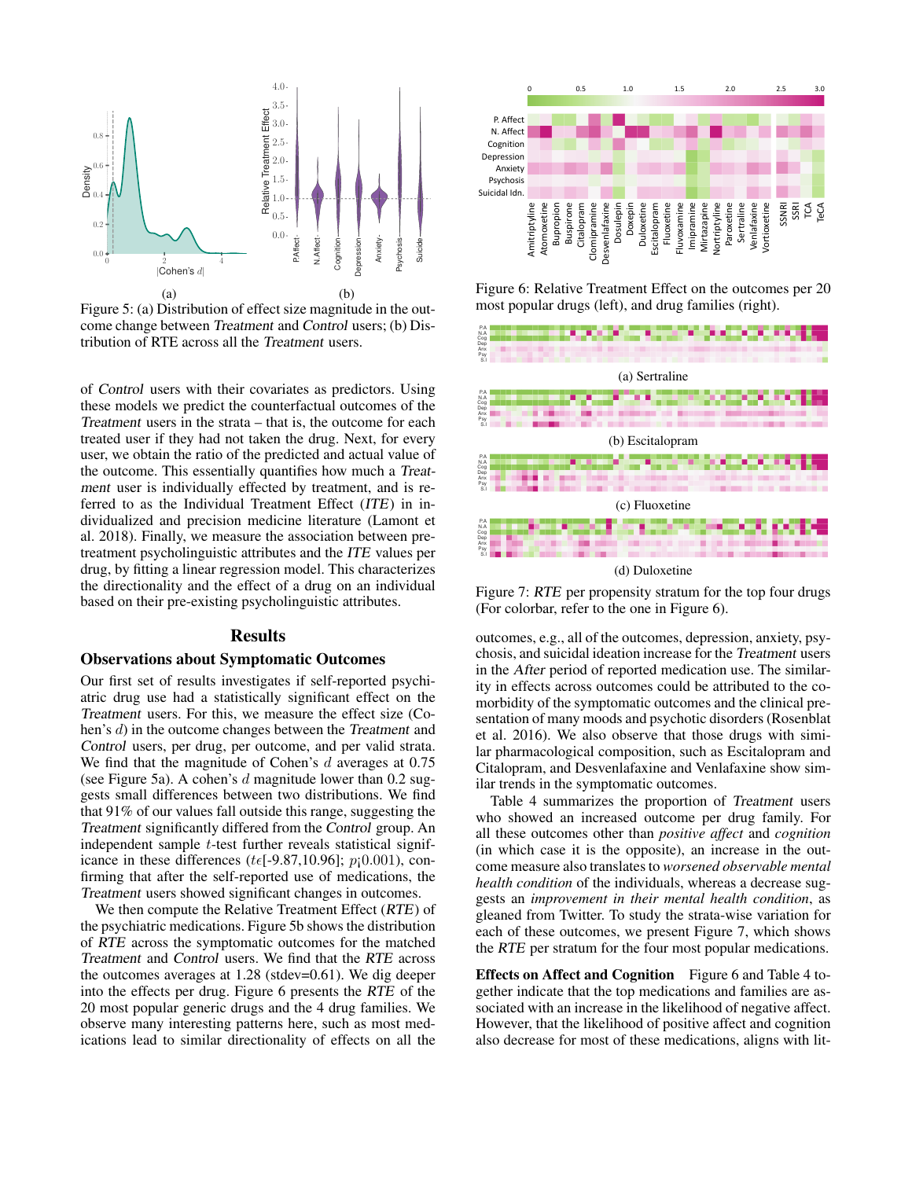Figure 5: (a) Distribution of effect size magnitude in the outcome change between *Treatment* and *Control* users; (b) Distribution of RTE across all the *Treatment* users.

of *Control* users with their covariates as predictors. Using these models we predict the counterfactual outcomes of the *Treatment* users in the strata – that is, the outcome for each treated user if they had not taken the drug. Next, for every user, we obtain the ratio of the predicted and actual value of the outcome. This essentially quantifies how much a *Treatment* user is individually effected by treatment, and is referred to as the Individual Treatment Effect (*ITE*) in individualized and precision medicine literature (Lamont et al. 2018). Finally, we measure the association between pre-treatment psycholinguistic attributes and the *ITE* values per drug, by fitting a linear regression model. This characterizes the directionality and the effect of a drug on an individual based on their pre-existing psycholinguistic attributes.

## Results

### Observations about Symptomatic Outcomes

Our first set of results investigates if self-reported psychiatric drug use had a statistically significant effect on the *Treatment* users. For this, we measure the effect size (Cohen's $d$) in the outcome changes between the *Treatment* and *Control* users, per drug, per outcome, and per valid strata. We find that the magnitude of Cohen's $d$ averages at 0.75 (see Figure 5a). A cohen's $d$ magnitude lower than 0.2 suggests small differences between two distributions. We find that 91% of our values fall outside this range, suggesting the *Treatment* significantly differed from the *Control* group. An independent sample $t$-test further reveals statistical significance in these differences ($t\epsilon$[-9.87,10.96]; $p$¡0.001), confirming that after the self-reported use of medications, the *Treatment* users showed significant changes in outcomes.

We then compute the Relative Treatment Effect (*RTE*) of the psychiatric medications. Figure 5b shows the distribution of *RTE* across the symptomatic outcomes for the matched *Treatment* and *Control* users. We find that the *RTE* across the outcomes averages at 1.28 (stdev=0.61). We dig deeper into the effects per drug. Figure 6 presents the *RTE* of the 20 most popular generic drugs and the 4 drug families. We observe many interesting patterns here, such as most medications lead to similar directionality of effects on all the outcomes, e.g., all of the outcomes, depression, anxiety, psychosis, and suicidal ideation increase for the *Treatment* users in the *After* period of reported medication use. The similarity in effects across outcomes could be attributed to the comorbidity of the symptomatic outcomes and the clinical presentation of many moods and psychotic disorders (Rosenblat et al. 2016). We also observe that those drugs with similar pharmacological composition, such as Escitalopram and Citalopram, and Desvenlafaxine and Venlafaxine show similar trends in the symptomatic outcomes.

Figure 6: Relative Treatment Effect on the outcomes per 20 most popular drugs (left), and drug families (right).

(a) Sertraline

(b) Escitalopram

(c) Fluoxetine

(d) Duloxetine

Figure 7: *RTE* per propensity stratum for the top four drugs (For colorbar, refer to the one in Figure 6).

Table 4 summarizes the proportion of *Treatment* users who showed an increased outcome per drug family. For all these outcomes other than *positive affect* and *cognition* (in which case it is the opposite), an increase in the outcome measure also translates to *worsened observable mental health condition* of the individuals, whereas a decrease suggests an *improvement in their mental health condition*, as gleaned from Twitter. To study the strata-wise variation for each of these outcomes, we present Figure 7, which shows the *RTE* per stratum for the four most popular medications.

**Effects on Affect and Cognition** Figure 6 and Table 4 together indicate that the top medications and families are associated with an increase in the likelihood of negative affect. However, that the likelihood of positive affect and cognition also decrease for most of these medications, aligns with lit-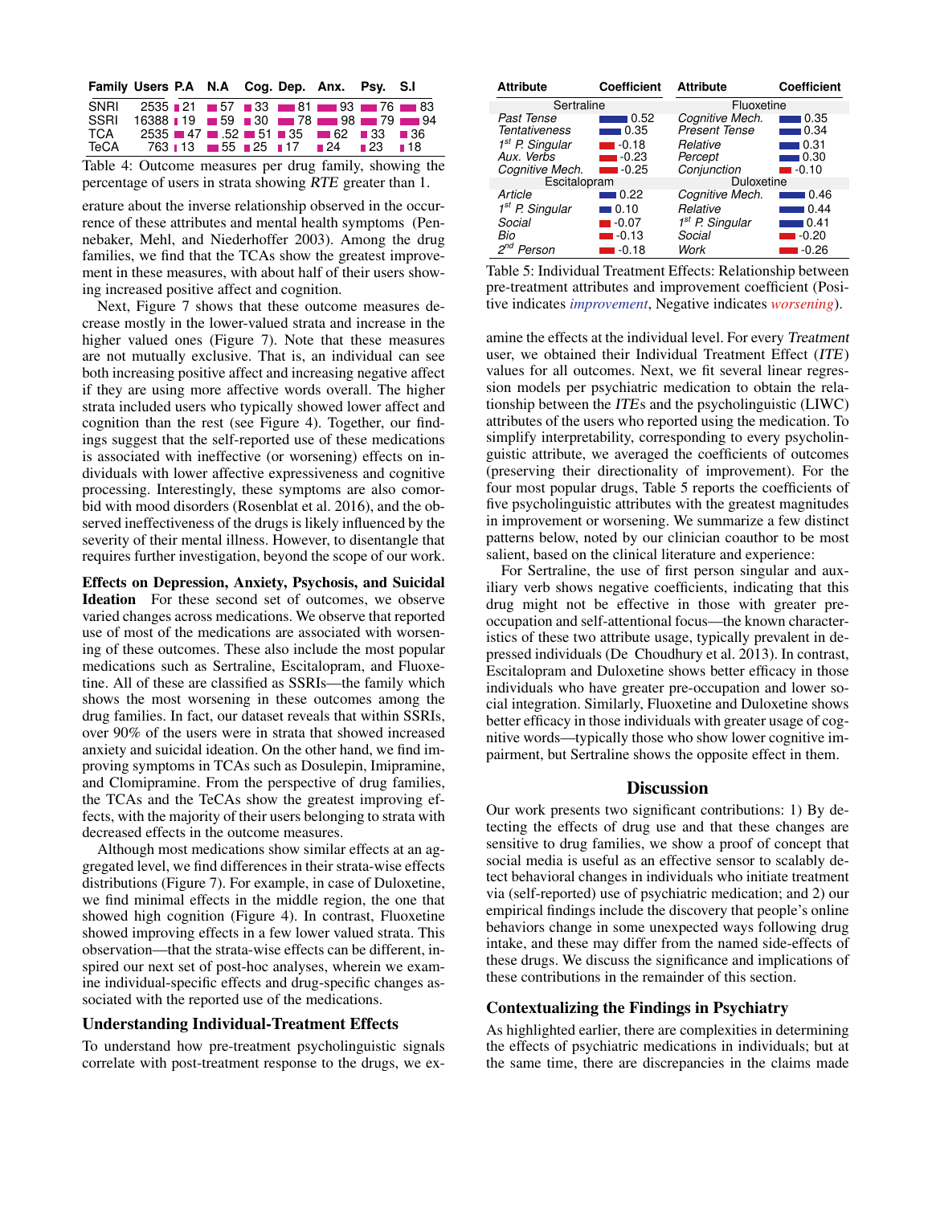| Family | Users | P.A | N.A | Cog. | Dep. | Anx. | Psy. | S.I |
|---|---|---|---|---|---|---|---|---|
| SNRI | 2535 | 21 | 57 | 33 | 81 | 93 | 76 | 83 |
| SSRI | 16388 | 19 | 59 | 30 | 78 | 98 | 79 | 94 |
| TCA | 2535 | 47 | .52 | 51 | 35 | 62 | 33 | 36 |
| TeCA | 763 | 13 | 55 | 25 | 17 | 24 | 23 | 18 |

Table 4: Outcome measures per drug family, showing the percentage of users in strata showing *RTE* greater than 1.

erature about the inverse relationship observed in the occurrence of these attributes and mental health symptoms (Pennebaker, Mehl, and Niederhoffer 2003). Among the drug families, we find that the TCAs show the greatest improvement in these measures, with about half of their users showing increased positive affect and cognition.

Next, Figure 7 shows that these outcome measures decrease mostly in the lower-valued strata and increase in the higher valued ones (Figure 7). Note that these measures are not mutually exclusive. That is, an individual can see both increasing positive affect and increasing negative affect if they are using more affective words overall. The higher strata included users who typically showed lower affect and cognition than the rest (see Figure 4). Together, our findings suggest that the self-reported use of these medications is associated with ineffective (or worsening) effects on individuals with lower affective expressiveness and cognitive processing. Interestingly, these symptoms are also comorbid with mood disorders (Rosenblat et al. 2016), and the observed ineffectiveness of the drugs is likely influenced by the severity of their mental illness. However, to disentangle that requires further investigation, beyond the scope of our work.

**Effects on Depression, Anxiety, Psychosis, and Suicidal Ideation** For these second set of outcomes, we observe varied changes across medications. We observe that reported use of most of the medications are associated with worsening of these outcomes. These also include the most popular medications such as Sertraline, Escitalopram, and Fluoxetine. All of these are classified as SSRIs—the family which shows the most worsening in these outcomes among the drug families. In fact, our dataset reveals that within SSRIs, over 90% of the users were in strata that showed increased anxiety and suicidal ideation. On the other hand, we find improving symptoms in TCAs such as Dosulepin, Imipramine, and Clomipramine. From the perspective of drug families, the TCAs and the TeCAs show the greatest improving effects, with the majority of their users belonging to strata with decreased effects in the outcome measures.

Although most medications show similar effects at an aggregated level, we find differences in their strata-wise effects distributions (Figure 7). For example, in case of Duloxetine, we find minimal effects in the middle region, the one that showed high cognition (Figure 4). In contrast, Fluoxetine showed improving effects in a few lower valued strata. This observation—that the strata-wise effects can be different, inspired our next set of post-hoc analyses, wherein we examine individual-specific effects and drug-specific changes associated with the reported use of the medications.

## Understanding Individual-Treatment Effects

To understand how pre-treatment psycholinguistic signals correlate with post-treatment response to the drugs, we examine the effects at the individual level. For every *Treatment* user, we obtained their Individual Treatment Effect (*ITE*) values for all outcomes. Next, we fit several linear regression models per psychiatric medication to obtain the relationship between the *ITE*s and the psycholinguistic (LIWC) attributes of the users who reported using the medication. To simplify interpretability, corresponding to every psycholinguistic attribute, we averaged the coefficients of outcomes (preserving their directionality of improvement). For the four most popular drugs, Table 5 reports the coefficients of five psycholinguistic attributes with the greatest magnitudes in improvement or worsening. We summarize a few distinct patterns below, noted by our clinician coauthor to be most salient, based on the clinical literature and experience:

| Attribute | Coefficient | Attribute | Coefficient |
|---|---|---|---|
| **Sertraline** | | **Fluoxetine** | |
| *Past Tense* | 0.52 | *Cognitive Mech.* | 0.35 |
| *Tentativeness* | 0.35 | *Present Tense* | 0.34 |
| *1st P. Singular* | -0.18 | *Relative* | 0.31 |
| *Aux. Verbs* | -0.23 | *Percept* | 0.30 |
| *Cognitive Mech.* | -0.25 | *Conjunction* | -0.10 |
| **Escitalopram** | | **Duloxetine** | |
| *Article* | 0.22 | *Cognitive Mech.* | 0.46 |
| *1st P. Singular* | 0.10 | *Relative* | 0.44 |
| *Social* | -0.07 | *1st P. Singular* | 0.41 |
| *Bio* | -0.13 | *Social* | -0.20 |
| *2nd Person* | -0.18 | *Work* | -0.26 |

Table 5: Individual Treatment Effects: Relationship between pre-treatment attributes and improvement coefficient (Positive indicates *improvement*, Negative indicates *worsening*).

For Sertraline, the use of first person singular and auxiliary verb shows negative coefficients, indicating that this drug might not be effective in those with greater preoccupation and self-attentional focus—the known characteristics of these two attribute usage, typically prevalent in depressed individuals (De Choudhury et al. 2013). In contrast, Escitalopram and Duloxetine shows better efficacy in those individuals who have greater pre-occupation and lower social integration. Similarly, Fluoxetine and Duloxetine shows better efficacy in those individuals with greater usage of cognitive words—typically those who show lower cognitive impairment, but Sertraline shows the opposite effect in them.

# Discussion

Our work presents two significant contributions: 1) By detecting the effects of drug use and that these changes are sensitive to drug families, we show a proof of concept that social media is useful as an effective sensor to scalably detect behavioral changes in individuals who initiate treatment via (self-reported) use of psychiatric medication; and 2) our empirical findings include the discovery that people's online behaviors change in some unexpected ways following drug intake, and these may differ from the named side-effects of these drugs. We discuss the significance and implications of these contributions in the remainder of this section.

## Contextualizing the Findings in Psychiatry

As highlighted earlier, there are complexities in determining the effects of psychiatric medications in individuals; but at the same time, there are discrepancies in the claims made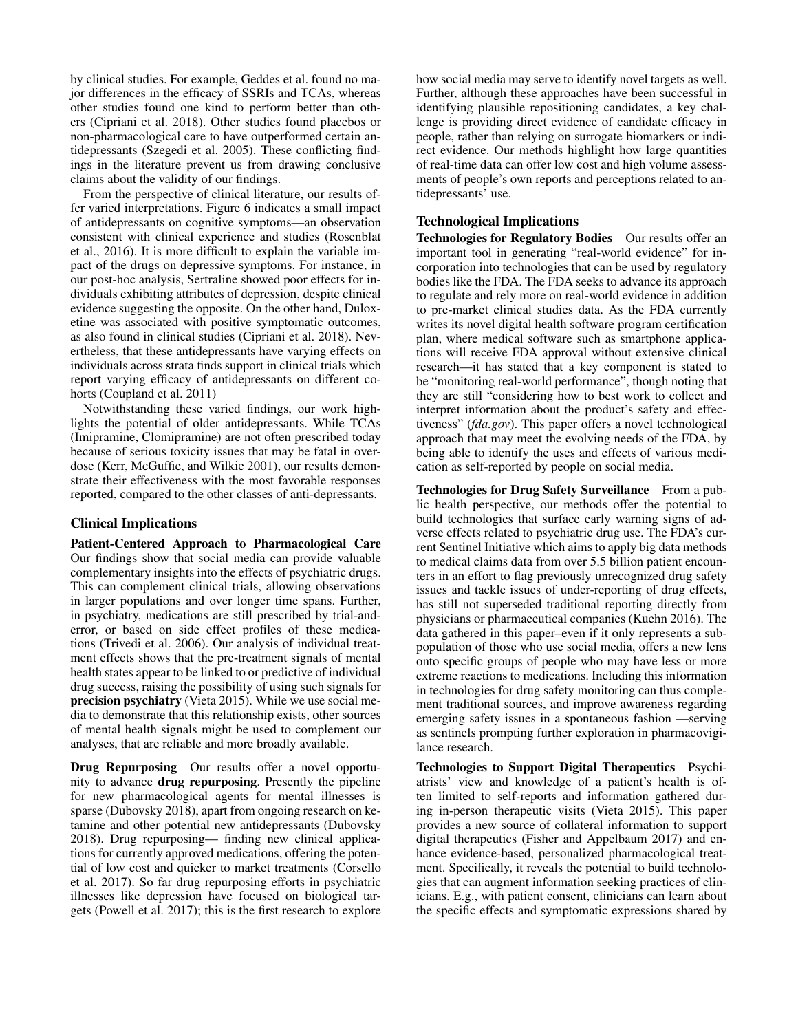by clinical studies. For example, Geddes et al. found no major differences in the efficacy of SSRIs and TCAs, whereas other studies found one kind to perform better than others (Cipriani et al. 2018). Other studies found placebos or non-pharmacological care to have outperformed certain antidepressants (Szegedi et al. 2005). These conflicting findings in the literature prevent us from drawing conclusive claims about the validity of our findings.

From the perspective of clinical literature, our results offer varied interpretations. Figure 6 indicates a small impact of antidepressants on cognitive symptoms—an observation consistent with clinical experience and studies (Rosenblat et al., 2016). It is more difficult to explain the variable impact of the drugs on depressive symptoms. For instance, in our post-hoc analysis, Sertraline showed poor effects for individuals exhibiting attributes of depression, despite clinical evidence suggesting the opposite. On the other hand, Duloxetine was associated with positive symptomatic outcomes, as also found in clinical studies (Cipriani et al. 2018). Nevertheless, that these antidepressants have varying effects on individuals across strata finds support in clinical trials which report varying efficacy of antidepressants on different cohorts (Coupland et al. 2011)

Notwithstanding these varied findings, our work highlights the potential of older antidepressants. While TCAs (Imipramine, Clomipramine) are not often prescribed today because of serious toxicity issues that may be fatal in overdose (Kerr, McGuffie, and Wilkie 2001), our results demonstrate their effectiveness with the most favorable responses reported, compared to the other classes of anti-depressants.

## Clinical Implications

**Patient-Centered Approach to Pharmacological Care** Our findings show that social media can provide valuable complementary insights into the effects of psychiatric drugs. This can complement clinical trials, allowing observations in larger populations and over longer time spans. Further, in psychiatry, medications are still prescribed by trial-and-error, or based on side effect profiles of these medications (Trivedi et al. 2006). Our analysis of individual treatment effects shows that the pre-treatment signals of mental health states appear to be linked to or predictive of individual drug success, raising the possibility of using such signals for **precision psychiatry** (Vieta 2015). While we use social media to demonstrate that this relationship exists, other sources of mental health signals might be used to complement our analyses, that are reliable and more broadly available.

**Drug Repurposing** Our results offer a novel opportunity to advance **drug repurposing**. Presently the pipeline for new pharmacological agents for mental illnesses is sparse (Dubovsky 2018), apart from ongoing research on ketamine and other potential new antidepressants (Dubovsky 2018). Drug repurposing— finding new clinical applications for currently approved medications, offering the potential of low cost and quicker to market treatments (Corsello et al. 2017). So far drug repurposing efforts in psychiatric illnesses like depression have focused on biological targets (Powell et al. 2017); this is the first research to explore how social media may serve to identify novel targets as well. Further, although these approaches have been successful in identifying plausible repositioning candidates, a key challenge is providing direct evidence of candidate efficacy in people, rather than relying on surrogate biomarkers or indirect evidence. Our methods highlight how large quantities of real-time data can offer low cost and high volume assessments of people's own reports and perceptions related to antidepressants' use.

## Technological Implications

**Technologies for Regulatory Bodies** Our results offer an important tool in generating "real-world evidence" for incorporation into technologies that can be used by regulatory bodies like the FDA. The FDA seeks to advance its approach to regulate and rely more on real-world evidence in addition to pre-market clinical studies data. As the FDA currently writes its novel digital health software program certification plan, where medical software such as smartphone applications will receive FDA approval without extensive clinical research—it has stated that a key component is stated to be "monitoring real-world performance", though noting that they are still "considering how to best work to collect and interpret information about the product's safety and effectiveness" (*fda.gov*). This paper offers a novel technological approach that may meet the evolving needs of the FDA, by being able to identify the uses and effects of various medication as self-reported by people on social media.

**Technologies for Drug Safety Surveillance** From a public health perspective, our methods offer the potential to build technologies that surface early warning signs of adverse effects related to psychiatric drug use. The FDA's current Sentinel Initiative which aims to apply big data methods to medical claims data from over 5.5 billion patient encounters in an effort to flag previously unrecognized drug safety issues and tackle issues of under-reporting of drug effects, has still not superseded traditional reporting directly from physicians or pharmaceutical companies (Kuehn 2016). The data gathered in this paper–even if it only represents a subpopulation of those who use social media, offers a new lens onto specific groups of people who may have less or more extreme reactions to medications. Including this information in technologies for drug safety monitoring can thus complement traditional sources, and improve awareness regarding emerging safety issues in a spontaneous fashion —serving as sentinels prompting further exploration in pharmacovigilance research.

**Technologies to Support Digital Therapeutics** Psychiatrists' view and knowledge of a patient's health is often limited to self-reports and information gathered during in-person therapeutic visits (Vieta 2015). This paper provides a new source of collateral information to support digital therapeutics (Fisher and Appelbaum 2017) and enhance evidence-based, personalized pharmacological treatment. Specifically, it reveals the potential to build technologies that can augment information seeking practices of clinicians. E.g., with patient consent, clinicians can learn about the specific effects and symptomatic expressions shared by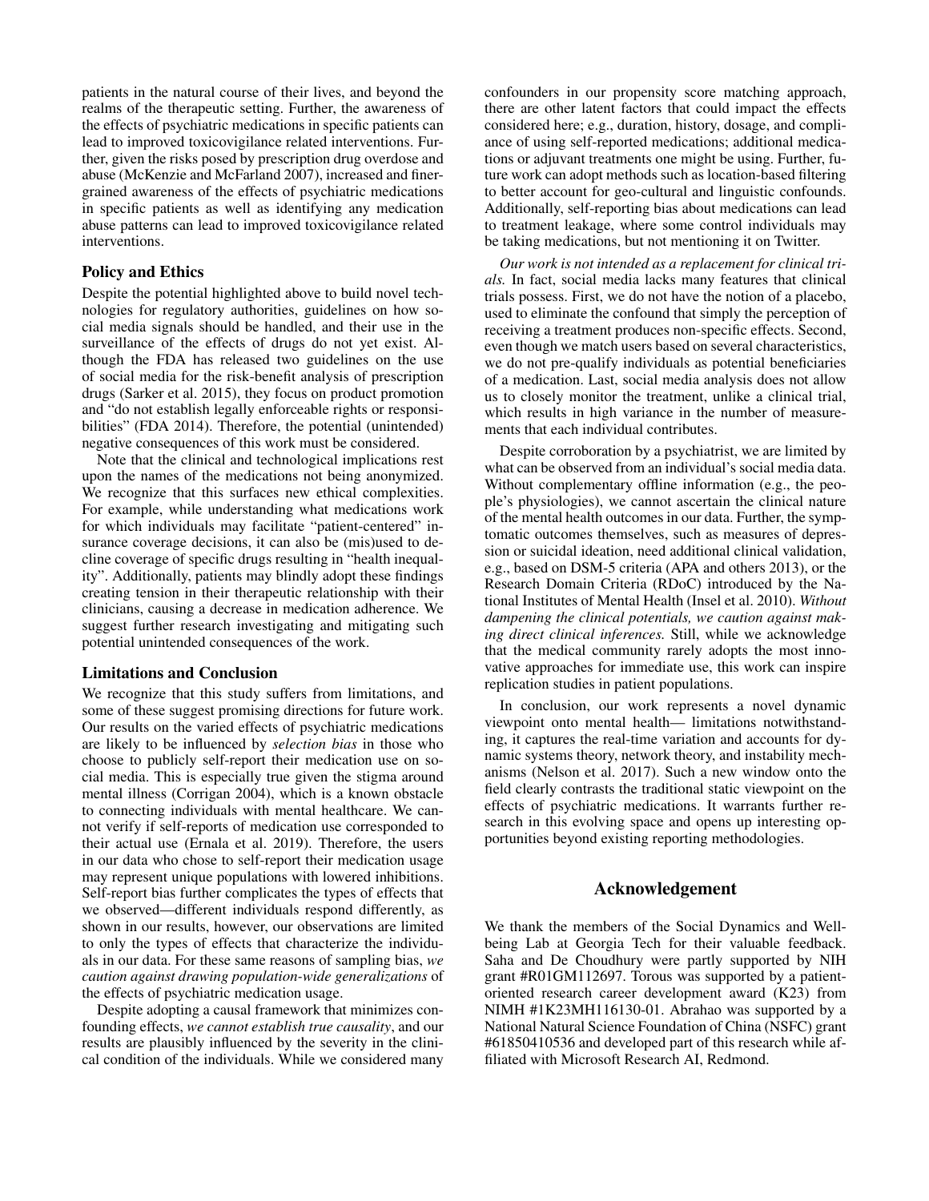patients in the natural course of their lives, and beyond the realms of the therapeutic setting. Further, the awareness of the effects of psychiatric medications in specific patients can lead to improved toxicovigilance related interventions. Further, given the risks posed by prescription drug overdose and abuse (McKenzie and McFarland 2007), increased and finer-grained awareness of the effects of psychiatric medications in specific patients as well as identifying any medication abuse patterns can lead to improved toxicovigilance related interventions.

### Policy and Ethics

Despite the potential highlighted above to build novel technologies for regulatory authorities, guidelines on how social media signals should be handled, and their use in the surveillance of the effects of drugs do not yet exist. Although the FDA has released two guidelines on the use of social media for the risk-benefit analysis of prescription drugs (Sarker et al. 2015), they focus on product promotion and "do not establish legally enforceable rights or responsibilities" (FDA 2014). Therefore, the potential (unintended) negative consequences of this work must be considered.

Note that the clinical and technological implications rest upon the names of the medications not being anonymized. We recognize that this surfaces new ethical complexities. For example, while understanding what medications work for which individuals may facilitate "patient-centered" insurance coverage decisions, it can also be (mis)used to decline coverage of specific drugs resulting in "health inequality". Additionally, patients may blindly adopt these findings creating tension in their therapeutic relationship with their clinicians, causing a decrease in medication adherence. We suggest further research investigating and mitigating such potential unintended consequences of the work.

### Limitations and Conclusion

We recognize that this study suffers from limitations, and some of these suggest promising directions for future work. Our results on the varied effects of psychiatric medications are likely to be influenced by *selection bias* in those who choose to publicly self-report their medication use on social media. This is especially true given the stigma around mental illness (Corrigan 2004), which is a known obstacle to connecting individuals with mental healthcare. We cannot verify if self-reports of medication use corresponded to their actual use (Ernala et al. 2019). Therefore, the users in our data who chose to self-report their medication usage may represent unique populations with lowered inhibitions. Self-report bias further complicates the types of effects that we observed—different individuals respond differently, as shown in our results, however, our observations are limited to only the types of effects that characterize the individuals in our data. For these same reasons of sampling bias, *we caution against drawing population-wide generalizations* of the effects of psychiatric medication usage.

Despite adopting a causal framework that minimizes confounding effects, *we cannot establish true causality*, and our results are plausibly influenced by the severity in the clinical condition of the individuals. While we considered many confounders in our propensity score matching approach, there are other latent factors that could impact the effects considered here; e.g., duration, history, dosage, and compliance of using self-reported medications; additional medications or adjuvant treatments one might be using. Further, future work can adopt methods such as location-based filtering to better account for geo-cultural and linguistic confounds. Additionally, self-reporting bias about medications can lead to treatment leakage, where some control individuals may be taking medications, but not mentioning it on Twitter.

*Our work is not intended as a replacement for clinical trials.* In fact, social media lacks many features that clinical trials possess. First, we do not have the notion of a placebo, used to eliminate the confound that simply the perception of receiving a treatment produces non-specific effects. Second, even though we match users based on several characteristics, we do not pre-qualify individuals as potential beneficiaries of a medication. Last, social media analysis does not allow us to closely monitor the treatment, unlike a clinical trial, which results in high variance in the number of measurements that each individual contributes.

Despite corroboration by a psychiatrist, we are limited by what can be observed from an individual's social media data. Without complementary offline information (e.g., the people's physiologies), we cannot ascertain the clinical nature of the mental health outcomes in our data. Further, the symptomatic outcomes themselves, such as measures of depression or suicidal ideation, need additional clinical validation, e.g., based on DSM-5 criteria (APA and others 2013), or the Research Domain Criteria (RDoC) introduced by the National Institutes of Mental Health (Insel et al. 2010). *Without dampening the clinical potentials, we caution against making direct clinical inferences.* Still, while we acknowledge that the medical community rarely adopts the most innovative approaches for immediate use, this work can inspire replication studies in patient populations.

In conclusion, our work represents a novel dynamic viewpoint onto mental health— limitations notwithstanding, it captures the real-time variation and accounts for dynamic systems theory, network theory, and instability mechanisms (Nelson et al. 2017). Such a new window onto the field clearly contrasts the traditional static viewpoint on the effects of psychiatric medications. It warrants further research in this evolving space and opens up interesting opportunities beyond existing reporting methodologies.

## Acknowledgement

We thank the members of the Social Dynamics and Wellbeing Lab at Georgia Tech for their valuable feedback. Saha and De Choudhury were partly supported by NIH grant #R01GM112697. Torous was supported by a patient-oriented research career development award (K23) from NIMH #1K23MH116130-01. Abrahao was supported by a National Natural Science Foundation of China (NSFC) grant #61850410536 and developed part of this research while affiliated with Microsoft Research AI, Redmond.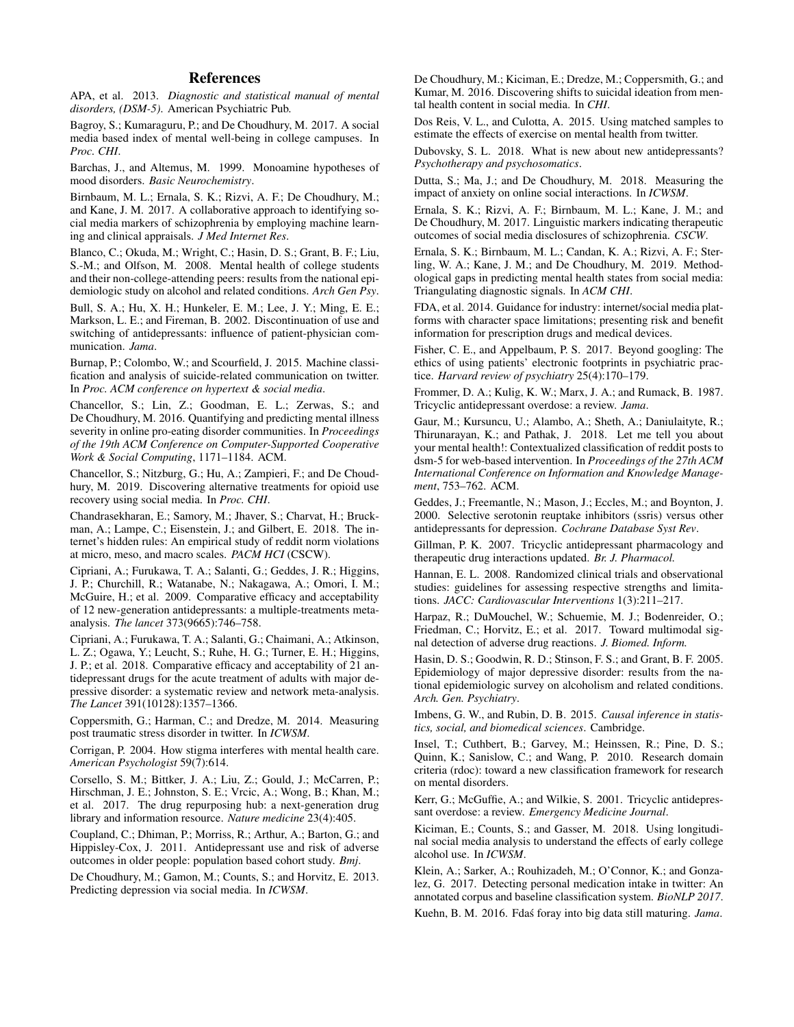## References

APA, et al. 2013. *Diagnostic and statistical manual of mental disorders, (DSM-5)*. American Psychiatric Pub.

Bagroy, S.; Kumaraguru, P.; and De Choudhury, M. 2017. A social media based index of mental well-being in college campuses. In *Proc. CHI*.

Barchas, J., and Altemus, M. 1999. Monoamine hypotheses of mood disorders. *Basic Neurochemistry*.

Birnbaum, M. L.; Ernala, S. K.; Rizvi, A. F.; De Choudhury, M.; and Kane, J. M. 2017. A collaborative approach to identifying social media markers of schizophrenia by employing machine learning and clinical appraisals. *J Med Internet Res*.

Blanco, C.; Okuda, M.; Wright, C.; Hasin, D. S.; Grant, B. F.; Liu, S.-M.; and Olfson, M. 2008. Mental health of college students and their non-college-attending peers: results from the national epidemiologic study on alcohol and related conditions. *Arch Gen Psy*.

Bull, S. A.; Hu, X. H.; Hunkeler, E. M.; Lee, J. Y.; Ming, E. E.; Markson, L. E.; and Fireman, B. 2002. Discontinuation of use and switching of antidepressants: influence of patient-physician communication. *Jama*.

Burnap, P.; Colombo, W.; and Scourfield, J. 2015. Machine classification and analysis of suicide-related communication on twitter. In *Proc. ACM conference on hypertext & social media*.

Chancellor, S.; Lin, Z.; Goodman, E. L.; Zerwas, S.; and De Choudhury, M. 2016. Quantifying and predicting mental illness severity in online pro-eating disorder communities. In *Proceedings of the 19th ACM Conference on Computer-Supported Cooperative Work & Social Computing*, 1171–1184. ACM.

Chancellor, S.; Nitzburg, G.; Hu, A.; Zampieri, F.; and De Choudhury, M. 2019. Discovering alternative treatments for opioid use recovery using social media. In *Proc. CHI*.

Chandrasekharan, E.; Samory, M.; Jhaver, S.; Charvat, H.; Bruckman, A.; Lampe, C.; Eisenstein, J.; and Gilbert, E. 2018. The internet's hidden rules: An empirical study of reddit norm violations at micro, meso, and macro scales. *PACM HCI* (CSCW).

Cipriani, A.; Furukawa, T. A.; Salanti, G.; Geddes, J. R.; Higgins, J. P.; Churchill, R.; Watanabe, N.; Nakagawa, A.; Omori, I. M.; McGuire, H.; et al. 2009. Comparative efficacy and acceptability of 12 new-generation antidepressants: a multiple-treatments meta-analysis. *The lancet* 373(9665):746–758.

Cipriani, A.; Furukawa, T. A.; Salanti, G.; Chaimani, A.; Atkinson, L. Z.; Ogawa, Y.; Leucht, S.; Ruhe, H. G.; Turner, E. H.; Higgins, J. P.; et al. 2018. Comparative efficacy and acceptability of 21 antidepressant drugs for the acute treatment of adults with major depressive disorder: a systematic review and network meta-analysis. *The Lancet* 391(10128):1357–1366.

Coppersmith, G.; Harman, C.; and Dredze, M. 2014. Measuring post traumatic stress disorder in twitter. In *ICWSM*.

Corrigan, P. 2004. How stigma interferes with mental health care. *American Psychologist* 59(7):614.

Corsello, S. M.; Bittker, J. A.; Liu, Z.; Gould, J.; McCarren, P.; Hirschman, J. E.; Johnston, S. E.; Vrcic, A.; Wong, B.; Khan, M.; et al. 2017. The drug repurposing hub: a next-generation drug library and information resource. *Nature medicine* 23(4):405.

Coupland, C.; Dhiman, P.; Morriss, R.; Arthur, A.; Barton, G.; and Hippisley-Cox, J. 2011. Antidepressant use and risk of adverse outcomes in older people: population based cohort study. *Bmj*.

De Choudhury, M.; Gamon, M.; Counts, S.; and Horvitz, E. 2013. Predicting depression via social media. In *ICWSM*.

De Choudhury, M.; Kiciman, E.; Dredze, M.; Coppersmith, G.; and Kumar, M. 2016. Discovering shifts to suicidal ideation from mental health content in social media. In *CHI*.

Dos Reis, V. L., and Culotta, A. 2015. Using matched samples to estimate the effects of exercise on mental health from twitter.

Dubovsky, S. L. 2018. What is new about new antidepressants? *Psychotherapy and psychosomatics*.

Dutta, S.; Ma, J.; and De Choudhury, M. 2018. Measuring the impact of anxiety on online social interactions. In *ICWSM*.

Ernala, S. K.; Rizvi, A. F.; Birnbaum, M. L.; Kane, J. M.; and De Choudhury, M. 2017. Linguistic markers indicating therapeutic outcomes of social media disclosures of schizophrenia. *CSCW*.

Ernala, S. K.; Birnbaum, M. L.; Candan, K. A.; Rizvi, A. F.; Sterling, W. A.; Kane, J. M.; and De Choudhury, M. 2019. Methodological gaps in predicting mental health states from social media: Triangulating diagnostic signals. In *ACM CHI*.

FDA, et al. 2014. Guidance for industry: internet/social media platforms with character space limitations; presenting risk and benefit information for prescription drugs and medical devices.

Fisher, C. E., and Appelbaum, P. S. 2017. Beyond googling: The ethics of using patients' electronic footprints in psychiatric practice. *Harvard review of psychiatry* 25(4):170–179.

Frommer, D. A.; Kulig, K. W.; Marx, J. A.; and Rumack, B. 1987. Tricyclic antidepressant overdose: a review. *Jama*.

Gaur, M.; Kursuncu, U.; Alambo, A.; Sheth, A.; Daniulaityte, R.; Thirunarayan, K.; and Pathak, J. 2018. Let me tell you about your mental health!: Contextualized classification of reddit posts to dsm-5 for web-based intervention. In *Proceedings of the 27th ACM International Conference on Information and Knowledge Management*, 753–762. ACM.

Geddes, J.; Freemantle, N.; Mason, J.; Eccles, M.; and Boynton, J. 2000. Selective serotonin reuptake inhibitors (ssris) versus other antidepressants for depression. *Cochrane Database Syst Rev*.

Gillman, P. K. 2007. Tricyclic antidepressant pharmacology and therapeutic drug interactions updated. *Br. J. Pharmacol.*

Hannan, E. L. 2008. Randomized clinical trials and observational studies: guidelines for assessing respective strengths and limitations. *JACC: Cardiovascular Interventions* 1(3):211–217.

Harpaz, R.; DuMouchel, W.; Schuemie, M. J.; Bodenreider, O.; Friedman, C.; Horvitz, E.; et al. 2017. Toward multimodal signal detection of adverse drug reactions. *J. Biomed. Inform.*

Hasin, D. S.; Goodwin, R. D.; Stinson, F. S.; and Grant, B. F. 2005. Epidemiology of major depressive disorder: results from the national epidemiologic survey on alcoholism and related conditions. *Arch. Gen. Psychiatry*.

Imbens, G. W., and Rubin, D. B. 2015. *Causal inference in statistics, social, and biomedical sciences*. Cambridge.

Insel, T.; Cuthbert, B.; Garvey, M.; Heinssen, R.; Pine, D. S.; Quinn, K.; Sanislow, C.; and Wang, P. 2010. Research domain criteria (rdoc): toward a new classification framework for research on mental disorders.

Kerr, G.; McGuffie, A.; and Wilkie, S. 2001. Tricyclic antidepressant overdose: a review. *Emergency Medicine Journal*.

Kiciman, E.; Counts, S.; and Gasser, M. 2018. Using longitudinal social media analysis to understand the effects of early college alcohol use. In *ICWSM*.

Klein, A.; Sarker, A.; Rouhizadeh, M.; O'Connor, K.; and Gonzalez, G. 2017. Detecting personal medication intake in twitter: An annotated corpus and baseline classification system. *BioNLP 2017*.

Kuehn, B. M. 2016. Fdaś foray into big data still maturing. *Jama*.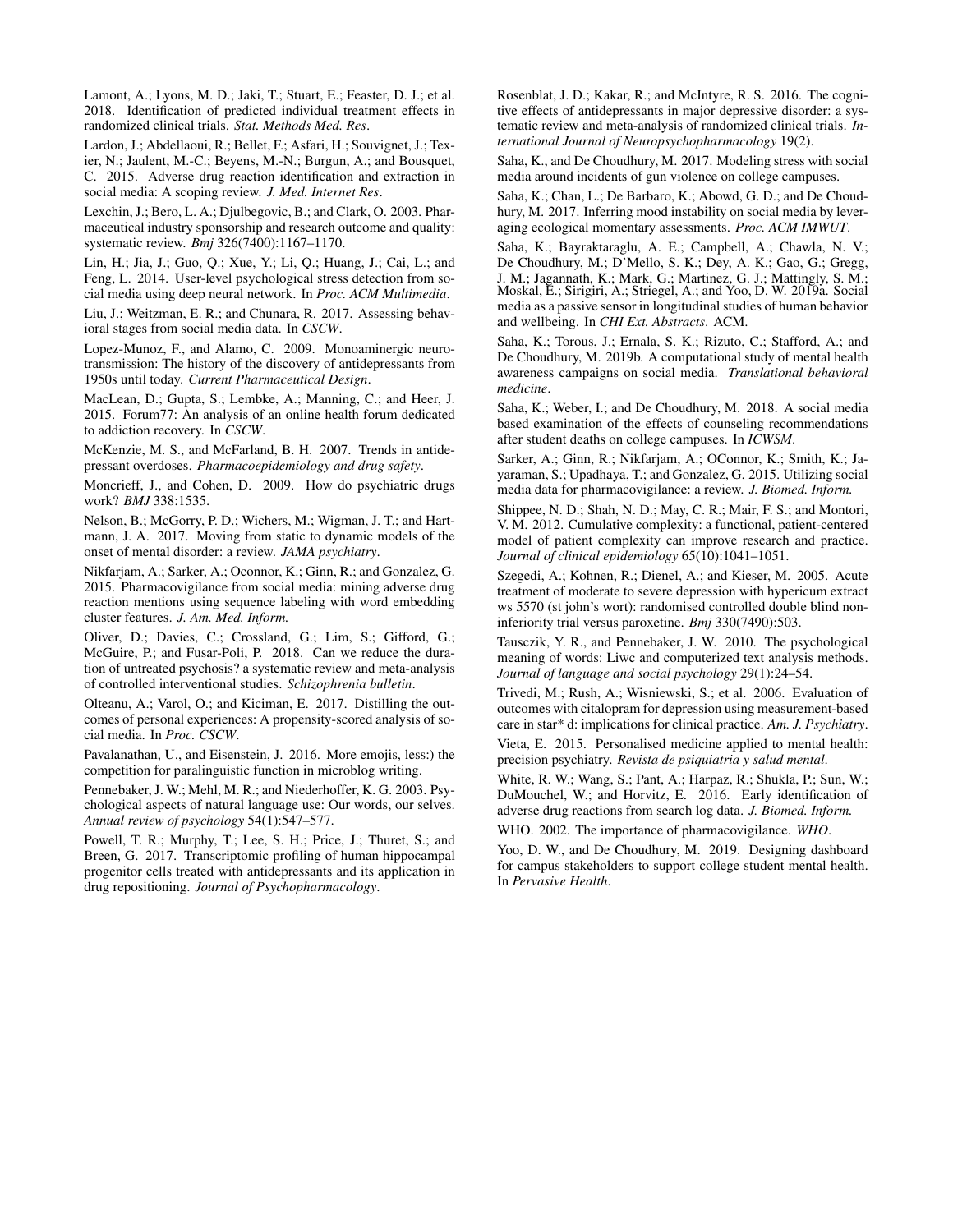Lamont, A.; Lyons, M. D.; Jaki, T.; Stuart, E.; Feaster, D. J.; et al. 2018. Identification of predicted individual treatment effects in randomized clinical trials. *Stat. Methods Med. Res*.

Lardon, J.; Abdellaoui, R.; Bellet, F.; Asfari, H.; Souvignet, J.; Texier, N.; Jaulent, M.-C.; Beyens, M.-N.; Burgun, A.; and Bousquet, C. 2015. Adverse drug reaction identification and extraction in social media: A scoping review. *J. Med. Internet Res*.

Lexchin, J.; Bero, L. A.; Djulbegovic, B.; and Clark, O. 2003. Pharmaceutical industry sponsorship and research outcome and quality: systematic review. *Bmj* 326(7400):1167–1170.

Lin, H.; Jia, J.; Guo, Q.; Xue, Y.; Li, Q.; Huang, J.; Cai, L.; and Feng, L. 2014. User-level psychological stress detection from social media using deep neural network. In *Proc. ACM Multimedia*.

Liu, J.; Weitzman, E. R.; and Chunara, R. 2017. Assessing behavioral stages from social media data. In *CSCW*.

Lopez-Munoz, F., and Alamo, C. 2009. Monoaminergic neurotransmission: The history of the discovery of antidepressants from 1950s until today. *Current Pharmaceutical Design*.

MacLean, D.; Gupta, S.; Lembke, A.; Manning, C.; and Heer, J. 2015. Forum77: An analysis of an online health forum dedicated to addiction recovery. In *CSCW*.

McKenzie, M. S., and McFarland, B. H. 2007. Trends in antidepressant overdoses. *Pharmacoepidemiology and drug safety*.

Moncrieff, J., and Cohen, D. 2009. How do psychiatric drugs work? *BMJ* 338:1535.

Nelson, B.; McGorry, P. D.; Wichers, M.; Wigman, J. T.; and Hartmann, J. A. 2017. Moving from static to dynamic models of the onset of mental disorder: a review. *JAMA psychiatry*.

Nikfarjam, A.; Sarker, A.; Oconnor, K.; Ginn, R.; and Gonzalez, G. 2015. Pharmacovigilance from social media: mining adverse drug reaction mentions using sequence labeling with word embedding cluster features. *J. Am. Med. Inform.*

Oliver, D.; Davies, C.; Crossland, G.; Lim, S.; Gifford, G.; McGuire, P.; and Fusar-Poli, P. 2018. Can we reduce the duration of untreated psychosis? a systematic review and meta-analysis of controlled interventional studies. *Schizophrenia bulletin*.

Olteanu, A.; Varol, O.; and Kiciman, E. 2017. Distilling the outcomes of personal experiences: A propensity-scored analysis of social media. In *Proc. CSCW*.

Pavalanathan, U., and Eisenstein, J. 2016. More emojis, less:) the competition for paralinguistic function in microblog writing.

Pennebaker, J. W.; Mehl, M. R.; and Niederhoffer, K. G. 2003. Psychological aspects of natural language use: Our words, our selves. *Annual review of psychology* 54(1):547–577.

Powell, T. R.; Murphy, T.; Lee, S. H.; Price, J.; Thuret, S.; and Breen, G. 2017. Transcriptomic profiling of human hippocampal progenitor cells treated with antidepressants and its application in drug repositioning. *Journal of Psychopharmacology*.

Rosenblat, J. D.; Kakar, R.; and McIntyre, R. S. 2016. The cognitive effects of antidepressants in major depressive disorder: a systematic review and meta-analysis of randomized clinical trials. *International Journal of Neuropsychopharmacology* 19(2).

Saha, K., and De Choudhury, M. 2017. Modeling stress with social media around incidents of gun violence on college campuses.

Saha, K.; Chan, L.; De Barbaro, K.; Abowd, G. D.; and De Choudhury, M. 2017. Inferring mood instability on social media by leveraging ecological momentary assessments. *Proc. ACM IMWUT*.

Saha, K.; Bayraktaraglu, A. E.; Campbell, A.; Chawla, N. V.; De Choudhury, M.; D'Mello, S. K.; Dey, A. K.; Gao, G.; Gregg, J. M.; Jagannath, K.; Mark, G.; Martinez, G. J.; Mattingly, S. M.; Moskal, E.; Sirigiri, A.; Striegel, A.; and Yoo, D. W. 2019a. Social media as a passive sensor in longitudinal studies of human behavior and wellbeing. In *CHI Ext. Abstracts*. ACM.

Saha, K.; Torous, J.; Ernala, S. K.; Rizuto, C.; Stafford, A.; and De Choudhury, M. 2019b. A computational study of mental health awareness campaigns on social media. *Translational behavioral medicine*.

Saha, K.; Weber, I.; and De Choudhury, M. 2018. A social media based examination of the effects of counseling recommendations after student deaths on college campuses. In *ICWSM*.

Sarker, A.; Ginn, R.; Nikfarjam, A.; OConnor, K.; Smith, K.; Jayaraman, S.; Upadhaya, T.; and Gonzalez, G. 2015. Utilizing social media data for pharmacovigilance: a review. *J. Biomed. Inform.*

Shippee, N. D.; Shah, N. D.; May, C. R.; Mair, F. S.; and Montori, V. M. 2012. Cumulative complexity: a functional, patient-centered model of patient complexity can improve research and practice. *Journal of clinical epidemiology* 65(10):1041–1051.

Szegedi, A.; Kohnen, R.; Dienel, A.; and Kieser, M. 2005. Acute treatment of moderate to severe depression with hypericum extract ws 5570 (st john's wort): randomised controlled double blind non-inferiority trial versus paroxetine. *Bmj* 330(7490):503.

Tausczik, Y. R., and Pennebaker, J. W. 2010. The psychological meaning of words: Liwc and computerized text analysis methods. *Journal of language and social psychology* 29(1):24–54.

Trivedi, M.; Rush, A.; Wisniewski, S.; et al. 2006. Evaluation of outcomes with citalopram for depression using measurement-based care in star* d: implications for clinical practice. *Am. J. Psychiatry*.

Vieta, E. 2015. Personalised medicine applied to mental health: precision psychiatry. *Revista de psiquiatria y salud mental*.

White, R. W.; Wang, S.; Pant, A.; Harpaz, R.; Shukla, P.; Sun, W.; DuMouchel, W.; and Horvitz, E. 2016. Early identification of adverse drug reactions from search log data. *J. Biomed. Inform.*

WHO. 2002. The importance of pharmacovigilance. *WHO*.

Yoo, D. W., and De Choudhury, M. 2019. Designing dashboard for campus stakeholders to support college student mental health. In *Pervasive Health*.